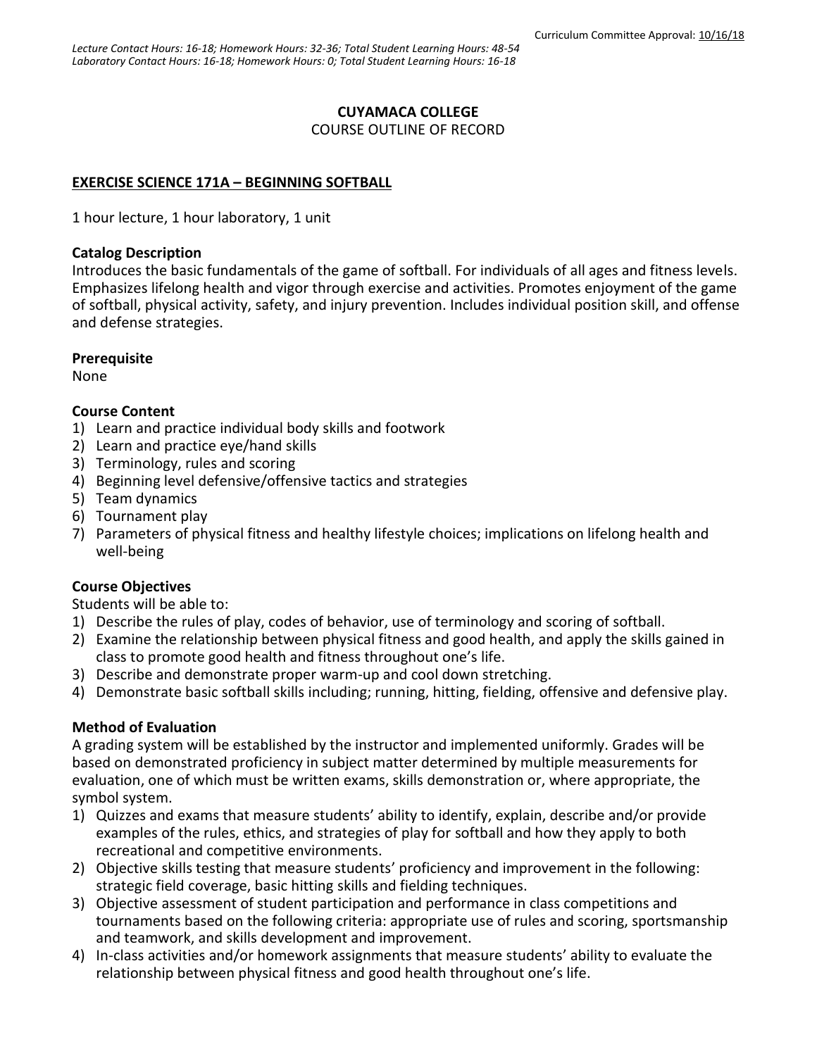Curriculum Committee Approval: 10/16/18

*Lecture Contact Hours: 16-18; Homework Hours: 32-36; Total Student Learning Hours: 48-54*
*Laboratory Contact Hours: 16-18; Homework Hours: 0; Total Student Learning Hours: 16-18*

**CUYAMACA COLLEGE**
COURSE OUTLINE OF RECORD

**EXERCISE SCIENCE 171A – BEGINNING SOFTBALL**

1 hour lecture, 1 hour laboratory, 1 unit

**Catalog Description**
Introduces the basic fundamentals of the game of softball. For individuals of all ages and fitness levels. Emphasizes lifelong health and vigor through exercise and activities. Promotes enjoyment of the game of softball, physical activity, safety, and injury prevention. Includes individual position skill, and offense and defense strategies.

**Prerequisite**
None

**Course Content**
1) Learn and practice individual body skills and footwork
2) Learn and practice eye/hand skills
3) Terminology, rules and scoring
4) Beginning level defensive/offensive tactics and strategies
5) Team dynamics
6) Tournament play
7) Parameters of physical fitness and healthy lifestyle choices; implications on lifelong health and well-being

**Course Objectives**
Students will be able to:
1) Describe the rules of play, codes of behavior, use of terminology and scoring of softball.
2) Examine the relationship between physical fitness and good health, and apply the skills gained in class to promote good health and fitness throughout one's life.
3) Describe and demonstrate proper warm-up and cool down stretching.
4) Demonstrate basic softball skills including; running, hitting, fielding, offensive and defensive play.

**Method of Evaluation**
A grading system will be established by the instructor and implemented uniformly. Grades will be based on demonstrated proficiency in subject matter determined by multiple measurements for evaluation, one of which must be written exams, skills demonstration or, where appropriate, the symbol system.
1) Quizzes and exams that measure students' ability to identify, explain, describe and/or provide examples of the rules, ethics, and strategies of play for softball and how they apply to both recreational and competitive environments.
2) Objective skills testing that measure students' proficiency and improvement in the following: strategic field coverage, basic hitting skills and fielding techniques.
3) Objective assessment of student participation and performance in class competitions and tournaments based on the following criteria: appropriate use of rules and scoring, sportsmanship and teamwork, and skills development and improvement.
4) In-class activities and/or homework assignments that measure students' ability to evaluate the relationship between physical fitness and good health throughout one's life.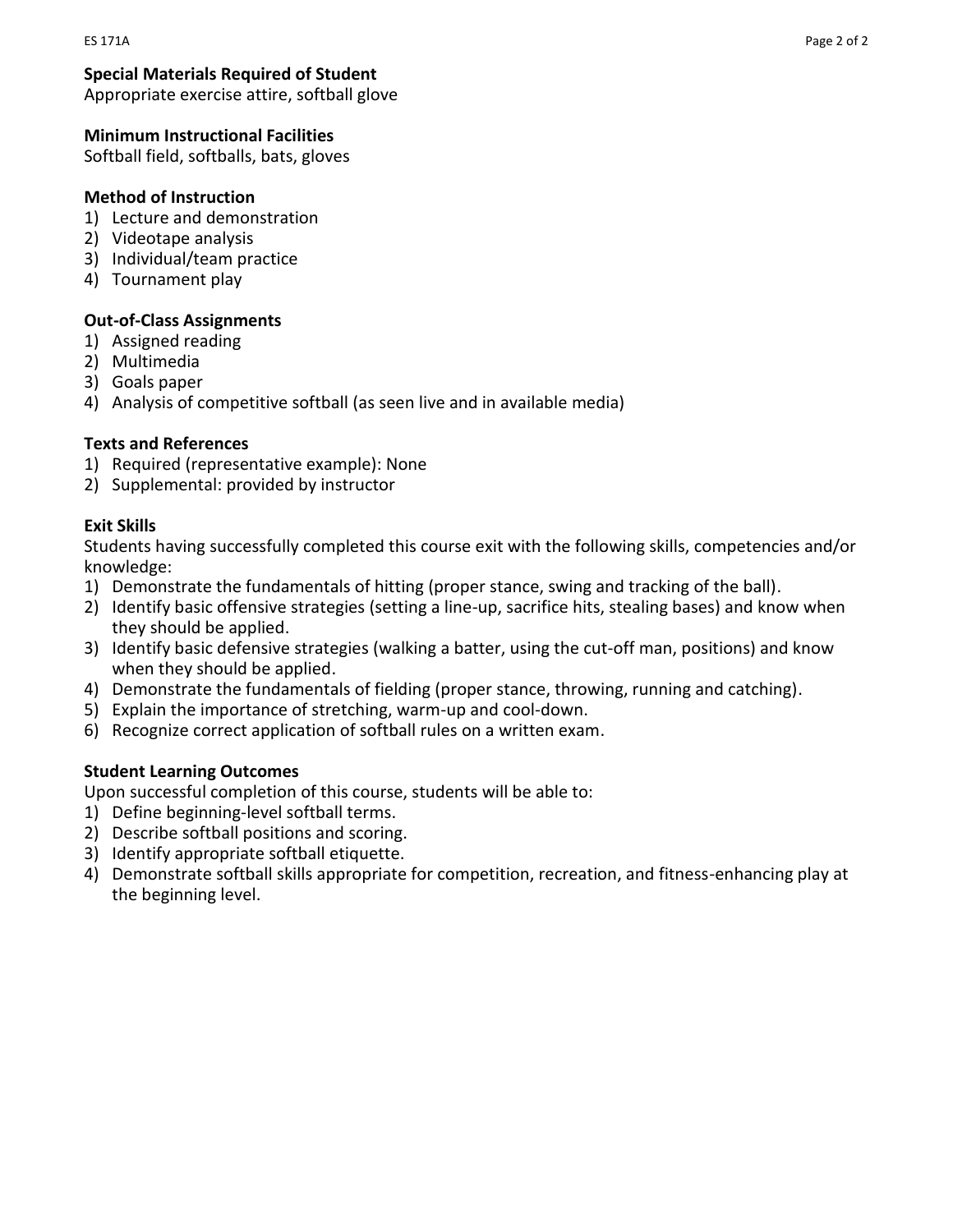**Special Materials Required of Student**
Appropriate exercise attire, softball glove

**Minimum Instructional Facilities**
Softball field, softballs, bats, gloves

**Method of Instruction**
1) Lecture and demonstration
2) Videotape analysis
3) Individual/team practice
4) Tournament play

**Out-of-Class Assignments**
1) Assigned reading
2) Multimedia
3) Goals paper
4) Analysis of competitive softball (as seen live and in available media)

**Texts and References**
1) Required (representative example): None
2) Supplemental: provided by instructor

**Exit Skills**
Students having successfully completed this course exit with the following skills, competencies and/or knowledge:
1) Demonstrate the fundamentals of hitting (proper stance, swing and tracking of the ball).
2) Identify basic offensive strategies (setting a line-up, sacrifice hits, stealing bases) and know when they should be applied.
3) Identify basic defensive strategies (walking a batter, using the cut-off man, positions) and know when they should be applied.
4) Demonstrate the fundamentals of fielding (proper stance, throwing, running and catching).
5) Explain the importance of stretching, warm-up and cool-down.
6) Recognize correct application of softball rules on a written exam.

**Student Learning Outcomes**
Upon successful completion of this course, students will be able to:
1) Define beginning-level softball terms.
2) Describe softball positions and scoring.
3) Identify appropriate softball etiquette.
4) Demonstrate softball skills appropriate for competition, recreation, and fitness-enhancing play at the beginning level.